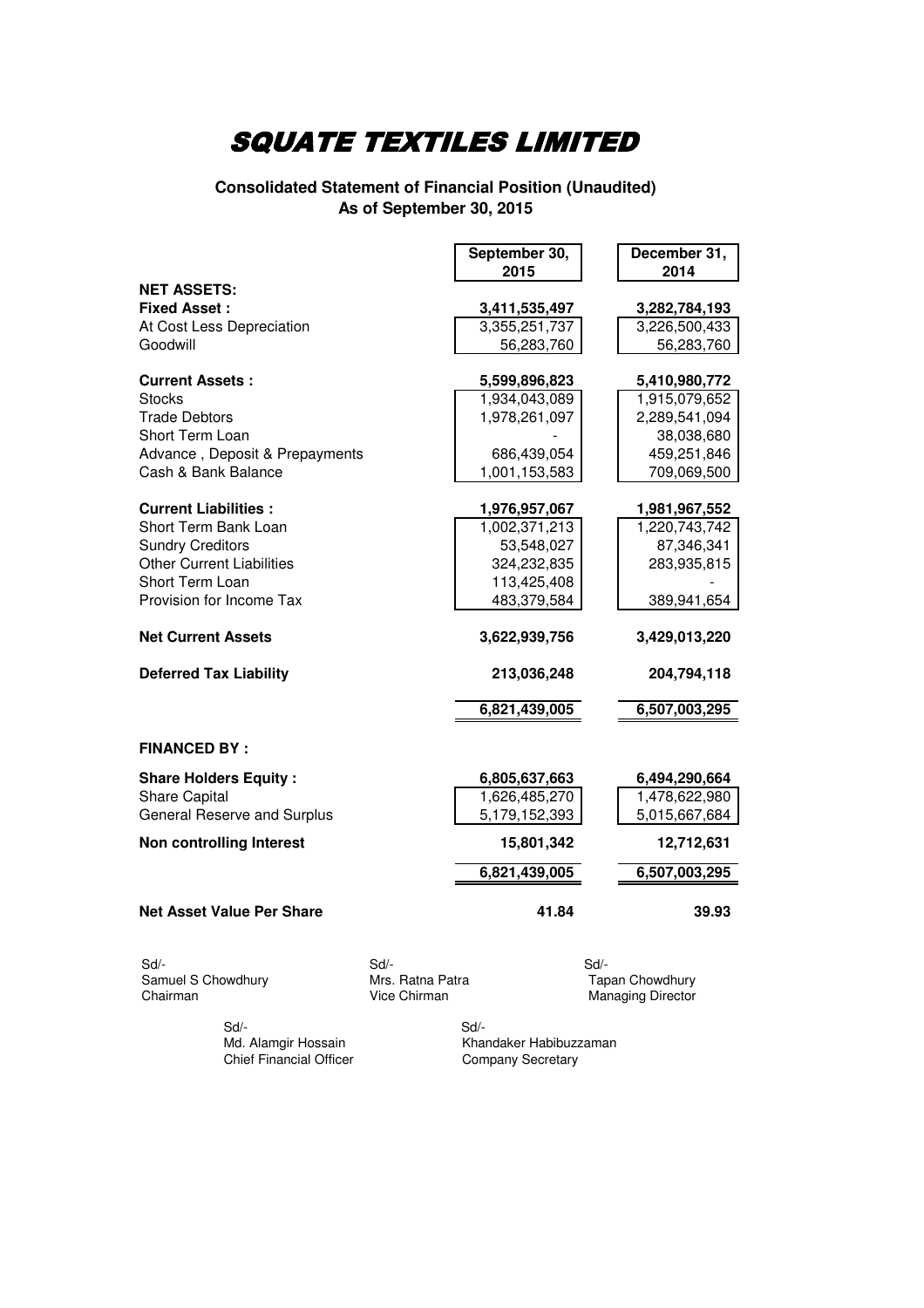# SQUATE TEXTILES LIMITED

**Consolidated Statement of Financial Position (Unaudited)**
**As of September 30, 2015**

| | September 30, 2015 | December 31, 2014 |
|---|---|---|
| **NET ASSETS:** | | |
| **Fixed Asset :** | **3,411,535,497** | **3,282,784,193** |
| At Cost Less Depreciation | 3,355,251,737 | 3,226,500,433 |
| Goodwill | 56,283,760 | 56,283,760 |
| **Current Assets :** | **5,599,896,823** | **5,410,980,772** |
| Stocks | 1,934,043,089 | 1,915,079,652 |
| Trade Debtors | 1,978,261,097 | 2,289,541,094 |
| Short Term Loan | - | 38,038,680 |
| Advance , Deposit & Prepayments | 686,439,054 | 459,251,846 |
| Cash & Bank Balance | 1,001,153,583 | 709,069,500 |
| **Current Liabilities :** | **1,976,957,067** | **1,981,967,552** |
| Short Term Bank Loan | 1,002,371,213 | 1,220,743,742 |
| Sundry Creditors | 53,548,027 | 87,346,341 |
| Other Current Liabilities | 324,232,835 | 283,935,815 |
| Short Term Loan | 113,425,408 | - |
| Provision for Income Tax | 483,379,584 | 389,941,654 |
| **Net Current Assets** | **3,622,939,756** | **3,429,013,220** |
| **Deferred Tax Liability** | **213,036,248** | **204,794,118** |
| | **6,821,439,005** | **6,507,003,295** |
| **FINANCED BY :** | | |
| **Share Holders Equity :** | **6,805,637,663** | **6,494,290,664** |
| Share Capital | 1,626,485,270 | 1,478,622,980 |
| General Reserve and Surplus | 5,179,152,393 | 5,015,667,684 |
| **Non controlling Interest** | **15,801,342** | **12,712,631** |
| | **6,821,439,005** | **6,507,003,295** |
| **Net Asset Value Per Share** | **41.84** | **39.93** |

| | | |
|---|---|---|
| Sd/-<br>Samuel S Chowdhury<br>Chairman | Sd/-<br>Mrs. Ratna Patra<br>Vice Chirman | Sd/-<br>Tapan Chowdhury<br>Managing Director |
| Sd/-<br>Md. Alamgir Hossain<br>Chief Financial Officer | Sd/-<br>Khandaker Habibuzzaman<br>Company Secretary | |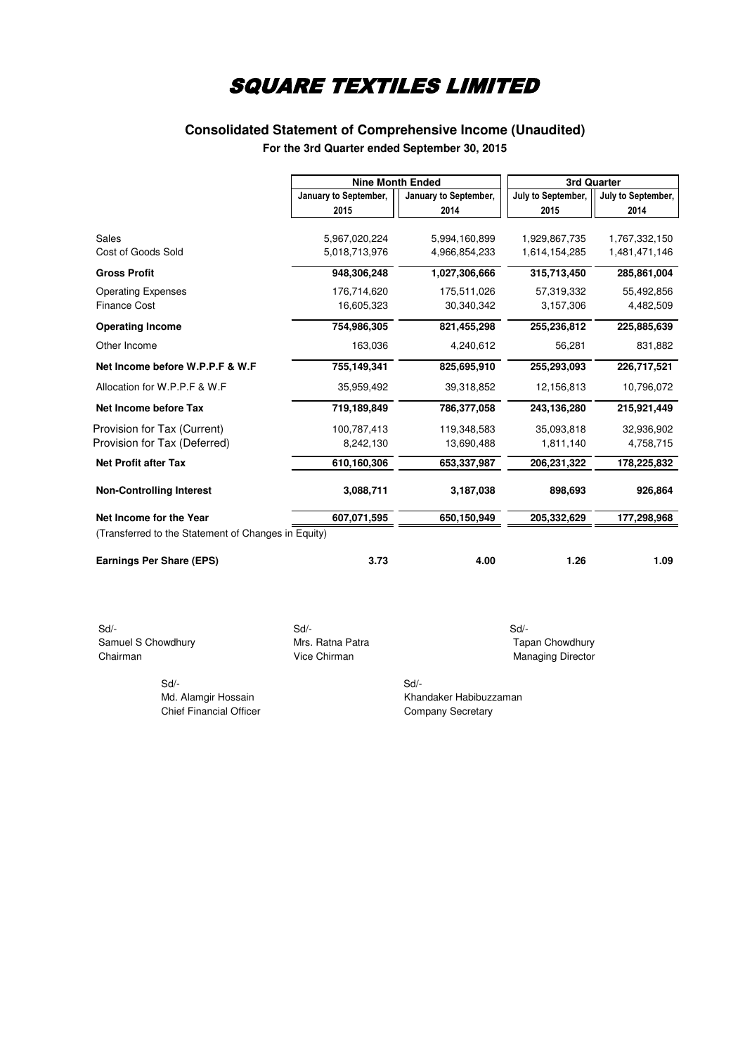# SQUARE TEXTILES LIMITED

## Consolidated Statement of Comprehensive Income (Unaudited)

**For the 3rd Quarter ended September 30, 2015**

| | Nine Month Ended | | 3rd Quarter | |
|---|---|---|---|---|
| | January to September, 2015 | January to September, 2014 | July to September, 2015 | July to September, 2014 |
| Sales | 5,967,020,224 | 5,994,160,899 | 1,929,867,735 | 1,767,332,150 |
| Cost of Goods Sold | 5,018,713,976 | 4,966,854,233 | 1,614,154,285 | 1,481,471,146 |
| **Gross Profit** | **948,306,248** | **1,027,306,666** | **315,713,450** | **285,861,004** |
| Operating Expenses | 176,714,620 | 175,511,026 | 57,319,332 | 55,492,856 |
| Finance Cost | 16,605,323 | 30,340,342 | 3,157,306 | 4,482,509 |
| **Operating Income** | **754,986,305** | **821,455,298** | **255,236,812** | **225,885,639** |
| Other Income | 163,036 | 4,240,612 | 56,281 | 831,882 |
| **Net Income before W.P.P.F & W.F** | **755,149,341** | **825,695,910** | **255,293,093** | **226,717,521** |
| Allocation for W.P.P.F & W.F | 35,959,492 | 39,318,852 | 12,156,813 | 10,796,072 |
| **Net Income before Tax** | **719,189,849** | **786,377,058** | **243,136,280** | **215,921,449** |
| Provision for Tax (Current) | 100,787,413 | 119,348,583 | 35,093,818 | 32,936,902 |
| Provision for Tax (Deferred) | 8,242,130 | 13,690,488 | 1,811,140 | 4,758,715 |
| **Net Profit after Tax** | **610,160,306** | **653,337,987** | **206,231,322** | **178,225,832** |
| **Non-Controlling Interest** | **3,088,711** | **3,187,038** | **898,693** | **926,864** |
| **Net Income for the Year** | **607,071,595** | **650,150,949** | **205,332,629** | **177,298,968** |
| (Transferred to the Statement of Changes in Equity) | | | | |
| **Earnings Per Share (EPS)** | **3.73** | **4.00** | **1.26** | **1.09** |

Sd/-
Samuel S Chowdhury
Chairman

Sd/-
Mrs. Ratna Patra
Vice Chirman

Sd/-
Tapan Chowdhury
Managing Director

Sd/-
Md. Alamgir Hossain
Chief Financial Officer

Sd/-
Khandaker Habibuzzaman
Company Secretary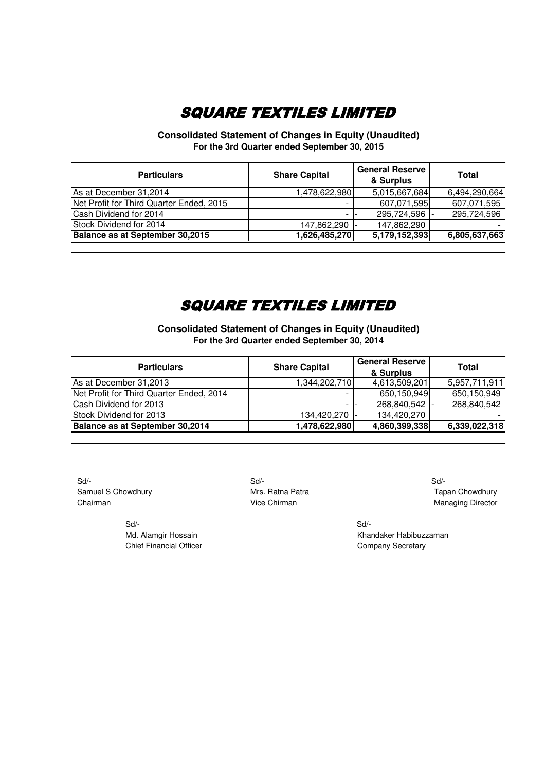# SQUARE TEXTILES LIMITED

**Consolidated Statement of Changes in Equity (Unaudited)**
**For the 3rd Quarter ended September 30, 2015**

| Particulars | Share Capital | General Reserve & Surplus | Total |
|---|---|---|---|
| As at December 31,2014 | 1,478,622,980 | 5,015,667,684 | 6,494,290,664 |
| Net Profit for Third Quarter Ended, 2015 | - | 607,071,595 | 607,071,595 |
| Cash Dividend for 2014 | - | - 295,724,596 | - 295,724,596 |
| Stock Dividend for 2014 | 147,862,290 | - 147,862,290 | - |
| **Balance as at September 30,2015** | **1,626,485,270** | **5,179,152,393** | **6,805,637,663** |

# SQUARE TEXTILES LIMITED

**Consolidated Statement of Changes in Equity (Unaudited)**
**For the 3rd Quarter ended September 30, 2014**

| Particulars | Share Capital | General Reserve & Surplus | Total |
|---|---|---|---|
| As at December 31,2013 | 1,344,202,710 | 4,613,509,201 | 5,957,711,911 |
| Net Profit for Third Quarter Ended, 2014 | - | 650,150,949 | 650,150,949 |
| Cash Dividend for 2013 | - | - 268,840,542 | - 268,840,542 |
| Stock Dividend for 2013 | 134,420,270 | - 134,420,270 | - |
| **Balance as at September 30,2014** | **1,478,622,980** | **4,860,399,338** | **6,339,022,318** |

Sd/-
Samuel S Chowdhury
Chairman

Sd/-
Mrs. Ratna Patra
Vice Chirman

Sd/-
Tapan Chowdhury
Managing Director

Sd/-
Md. Alamgir Hossain
Chief Financial Officer

Sd/-
Khandaker Habibuzzaman
Company Secretary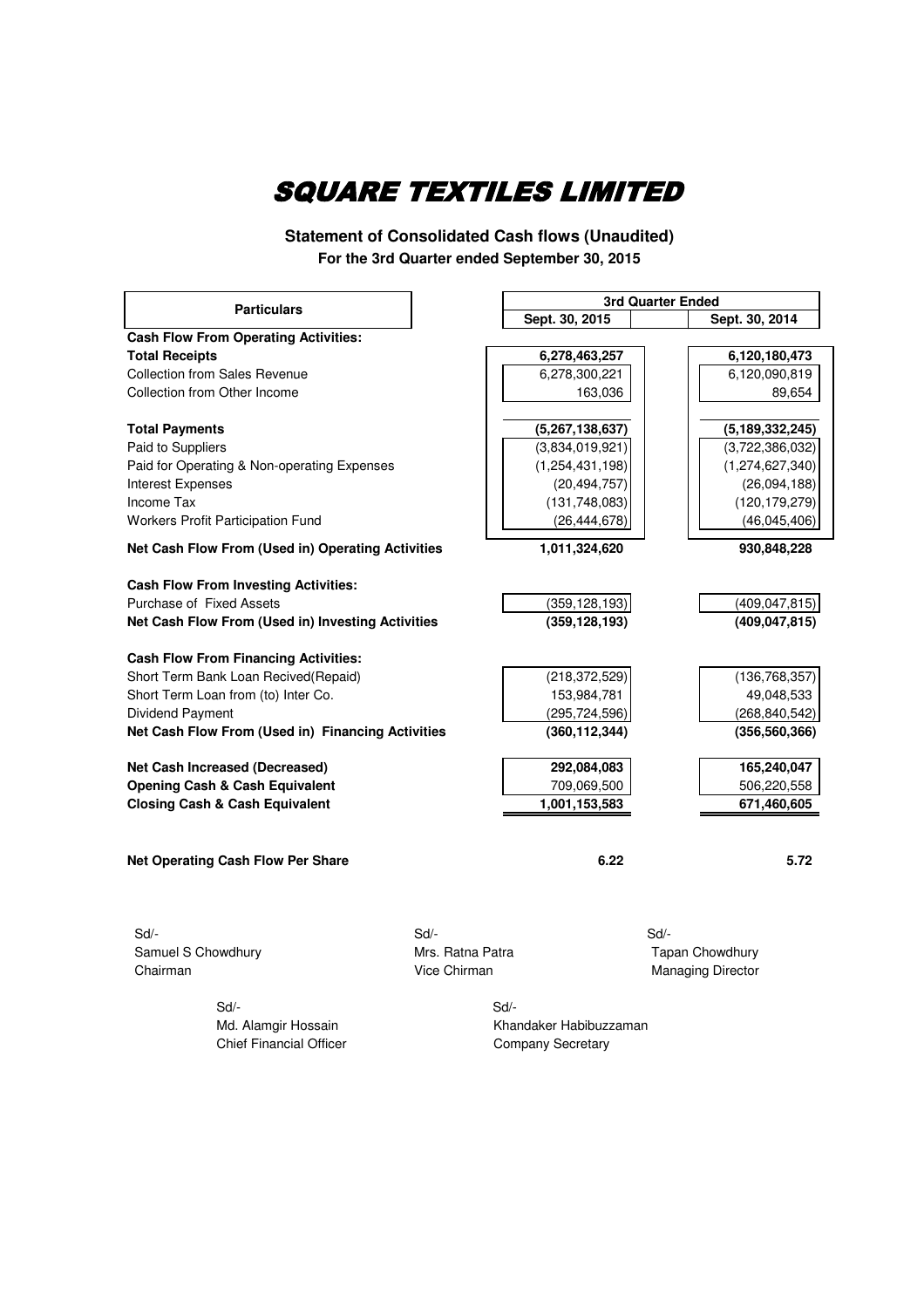# SQUARE TEXTILES LIMITED

**Statement of Consolidated Cash flows (Unaudited)**
**For the 3rd Quarter ended September 30, 2015**

| Particulars | 3rd Quarter Ended | |
|---|---|---|
| | Sept. 30, 2015 | Sept. 30, 2014 |
| **Cash Flow From Operating Activities:** | | |
| **Total Receipts** | **6,278,463,257** | **6,120,180,473** |
| Collection from Sales Revenue | 6,278,300,221 | 6,120,090,819 |
| Collection from Other Income | 163,036 | 89,654 |
| **Total Payments** | **(5,267,138,637)** | **(5,189,332,245)** |
| Paid to Suppliers | (3,834,019,921) | (3,722,386,032) |
| Paid for Operating & Non-operating Expenses | (1,254,431,198) | (1,274,627,340) |
| Interest Expenses | (20,494,757) | (26,094,188) |
| Income Tax | (131,748,083) | (120,179,279) |
| Workers Profit Participation Fund | (26,444,678) | (46,045,406) |
| **Net Cash Flow From (Used in) Operating Activities** | **1,011,324,620** | **930,848,228** |
| **Cash Flow From Investing Activities:** | | |
| Purchase of Fixed Assets | (359,128,193) | (409,047,815) |
| **Net Cash Flow From (Used in) Investing Activities** | **(359,128,193)** | **(409,047,815)** |
| **Cash Flow From Financing Activities:** | | |
| Short Term Bank Loan Recived(Repaid) | (218,372,529) | (136,768,357) |
| Short Term Loan from (to) Inter Co. | 153,984,781 | 49,048,533 |
| Dividend Payment | (295,724,596) | (268,840,542) |
| **Net Cash Flow From (Used in) Financing Activities** | **(360,112,344)** | **(356,560,366)** |
| **Net Cash Increased (Decreased)** | **292,084,083** | **165,240,047** |
| **Opening Cash & Cash Equivalent** | 709,069,500 | 506,220,558 |
| **Closing Cash & Cash Equivalent** | **1,001,153,583** | **671,460,605** |
| **Net Operating Cash Flow Per Share** | **6.22** | **5.72** |

Sd/-
Samuel S Chowdhury
Chairman

Sd/-
Mrs. Ratna Patra
Vice Chirman

Sd/-
Tapan Chowdhury
Managing Director

Sd/-
Md. Alamgir Hossain
Chief Financial Officer

Sd/-
Khandaker Habibuzzaman
Company Secretary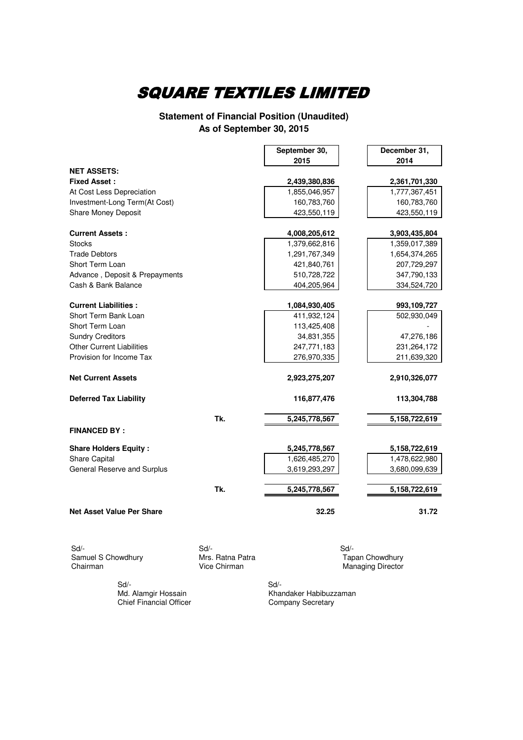# SQUARE TEXTILES LIMITED

**Statement of Financial Position (Unaudited)**
**As of September 30, 2015**

| | | September 30, 2015 | December 31, 2014 |
|---|---|---|---|
| **NET ASSETS:** | | | |
| **Fixed Asset :** | | **2,439,380,836** | **2,361,701,330** |
| At Cost Less Depreciation | | 1,855,046,957 | 1,777,367,451 |
| Investment-Long Term(At Cost) | | 160,783,760 | 160,783,760 |
| Share Money Deposit | | 423,550,119 | 423,550,119 |
| **Current Assets :** | | **4,008,205,612** | **3,903,435,804** |
| Stocks | | 1,379,662,816 | 1,359,017,389 |
| Trade Debtors | | 1,291,767,349 | 1,654,374,265 |
| Short Term Loan | | 421,840,761 | 207,729,297 |
| Advance , Deposit & Prepayments | | 510,728,722 | 347,790,133 |
| Cash & Bank Balance | | 404,205,964 | 334,524,720 |
| **Current Liabilities :** | | **1,084,930,405** | **993,109,727** |
| Short Term Bank Loan | | 411,932,124 | 502,930,049 |
| Short Term Loan | | 113,425,408 | - |
| Sundry Creditors | | 34,831,355 | 47,276,186 |
| Other Current Liabilities | | 247,771,183 | 231,264,172 |
| Provision for Income Tax | | 276,970,335 | 211,639,320 |
| **Net Current Assets** | | **2,923,275,207** | **2,910,326,077** |
| **Deferred Tax Liability** | | **116,877,476** | **113,304,788** |
| | Tk. | 5,245,778,567 | 5,158,722,619 |
| **FINANCED BY :** | | | |
| **Share Holders Equity :** | | **5,245,778,567** | **5,158,722,619** |
| Share Capital | | 1,626,485,270 | 1,478,622,980 |
| General Reserve and Surplus | | 3,619,293,297 | 3,680,099,639 |
| | Tk. | 5,245,778,567 | 5,158,722,619 |
| **Net Asset Value Per Share** | | **32.25** | **31.72** |

Sd/-
Samuel S Chowdhury
Chairman

Sd/-
Mrs. Ratna Patra
Vice Chirman

Sd/-
Tapan Chowdhury
Managing Director

Sd/-
Md. Alamgir Hossain
Chief Financial Officer

Sd/-
Khandaker Habibuzzaman
Company Secretary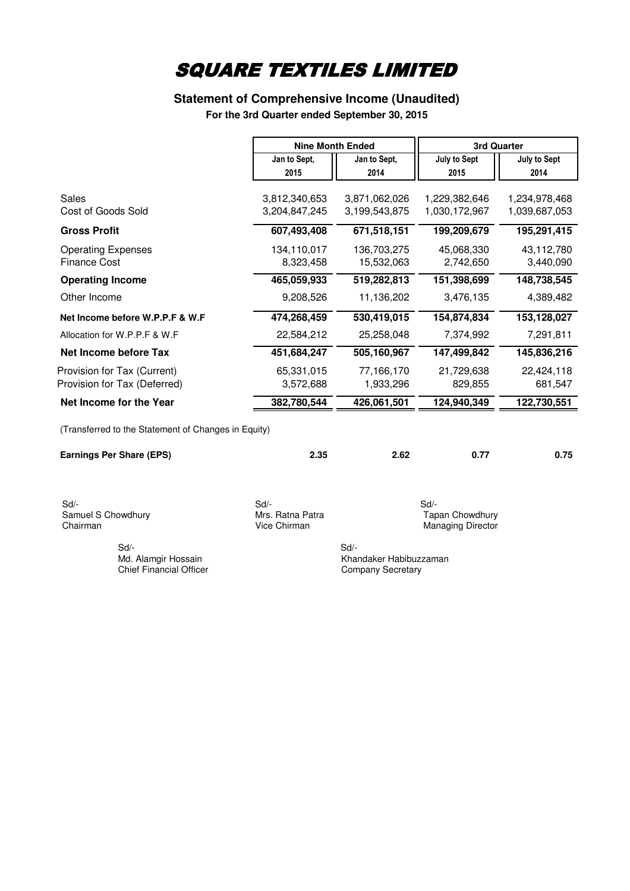# SQUARE TEXTILES LIMITED

## Statement of Comprehensive Income (Unaudited)

**For the 3rd Quarter ended September 30, 2015**

| | Nine Month Ended | | 3rd Quarter | |
|---|---|---|---|---|
| | Jan to Sept, 2015 | Jan to Sept, 2014 | July to Sept 2015 | July to Sept 2014 |
| Sales | 3,812,340,653 | 3,871,062,026 | 1,229,382,646 | 1,234,978,468 |
| Cost of Goods Sold | 3,204,847,245 | 3,199,543,875 | 1,030,172,967 | 1,039,687,053 |
| **Gross Profit** | **607,493,408** | **671,518,151** | **199,209,679** | **195,291,415** |
| Operating Expenses | 134,110,017 | 136,703,275 | 45,068,330 | 43,112,780 |
| Finance Cost | 8,323,458 | 15,532,063 | 2,742,650 | 3,440,090 |
| **Operating Income** | **465,059,933** | **519,282,813** | **151,398,699** | **148,738,545** |
| Other Income | 9,208,526 | 11,136,202 | 3,476,135 | 4,389,482 |
| **Net Income before W.P.P.F & W.F** | **474,268,459** | **530,419,015** | **154,874,834** | **153,128,027** |
| Allocation for W.P.P.F & W.F | 22,584,212 | 25,258,048 | 7,374,992 | 7,291,811 |
| **Net Income before Tax** | **451,684,247** | **505,160,967** | **147,499,842** | **145,836,216** |
| Provision for Tax (Current) | 65,331,015 | 77,166,170 | 21,729,638 | 22,424,118 |
| Provision for Tax (Deferred) | 3,572,688 | 1,933,296 | 829,855 | 681,547 |
| **Net Income for the Year** | **382,780,544** | **426,061,501** | **124,940,349** | **122,730,551** |

(Transferred to the Statement of Changes in Equity)

| | | | | |
|---|---|---|---|---|
| **Earnings Per Share (EPS)** | **2.35** | **2.62** | **0.77** | **0.75** |

Sd/-
Samuel S Chowdhury
Chairman

Sd/-
Mrs. Ratna Patra
Vice Chirman

Sd/-
Tapan Chowdhury
Managing Director

Sd/-
Md. Alamgir Hossain
Chief Financial Officer

Sd/-
Khandaker Habibuzzaman
Company Secretary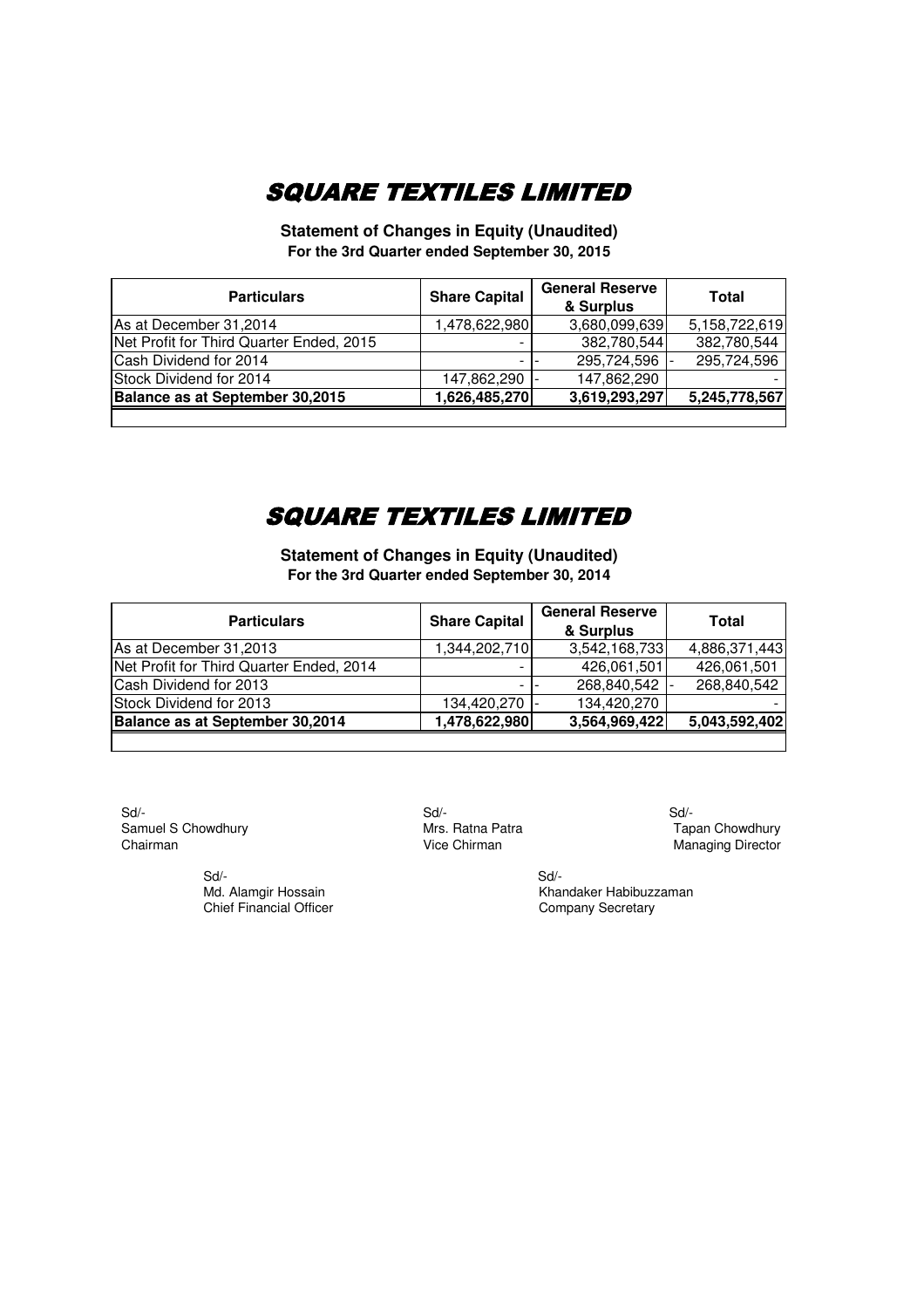# SQUARE TEXTILES LIMITED

**Statement of Changes in Equity (Unaudited)**
**For the 3rd Quarter ended September 30, 2015**

| Particulars | Share Capital | General Reserve & Surplus | Total |
|---|---|---|---|
| As at December 31,2014 | 1,478,622,980 | 3,680,099,639 | 5,158,722,619 |
| Net Profit for Third Quarter Ended, 2015 | - | 382,780,544 | 382,780,544 |
| Cash Dividend for 2014 | - | - 295,724,596 | - 295,724,596 |
| Stock Dividend for 2014 | 147,862,290 | - 147,862,290 | - |
| **Balance as at September 30,2015** | **1,626,485,270** | **3,619,293,297** | **5,245,778,567** |

# SQUARE TEXTILES LIMITED

**Statement of Changes in Equity (Unaudited)**
**For the 3rd Quarter ended September 30, 2014**

| Particulars | Share Capital | General Reserve & Surplus | Total |
|---|---|---|---|
| As at December 31,2013 | 1,344,202,710 | 3,542,168,733 | 4,886,371,443 |
| Net Profit for Third Quarter Ended, 2014 | - | 426,061,501 | 426,061,501 |
| Cash Dividend for 2013 | - | - 268,840,542 | - 268,840,542 |
| Stock Dividend for 2013 | 134,420,270 | - 134,420,270 | - |
| **Balance as at September 30,2014** | **1,478,622,980** | **3,564,969,422** | **5,043,592,402** |

Sd/-
Samuel S Chowdhury
Chairman

Sd/-
Mrs. Ratna Patra
Vice Chirman

Sd/-
Tapan Chowdhury
Managing Director

Sd/-
Md. Alamgir Hossain
Chief Financial Officer

Sd/-
Khandaker Habibuzzaman
Company Secretary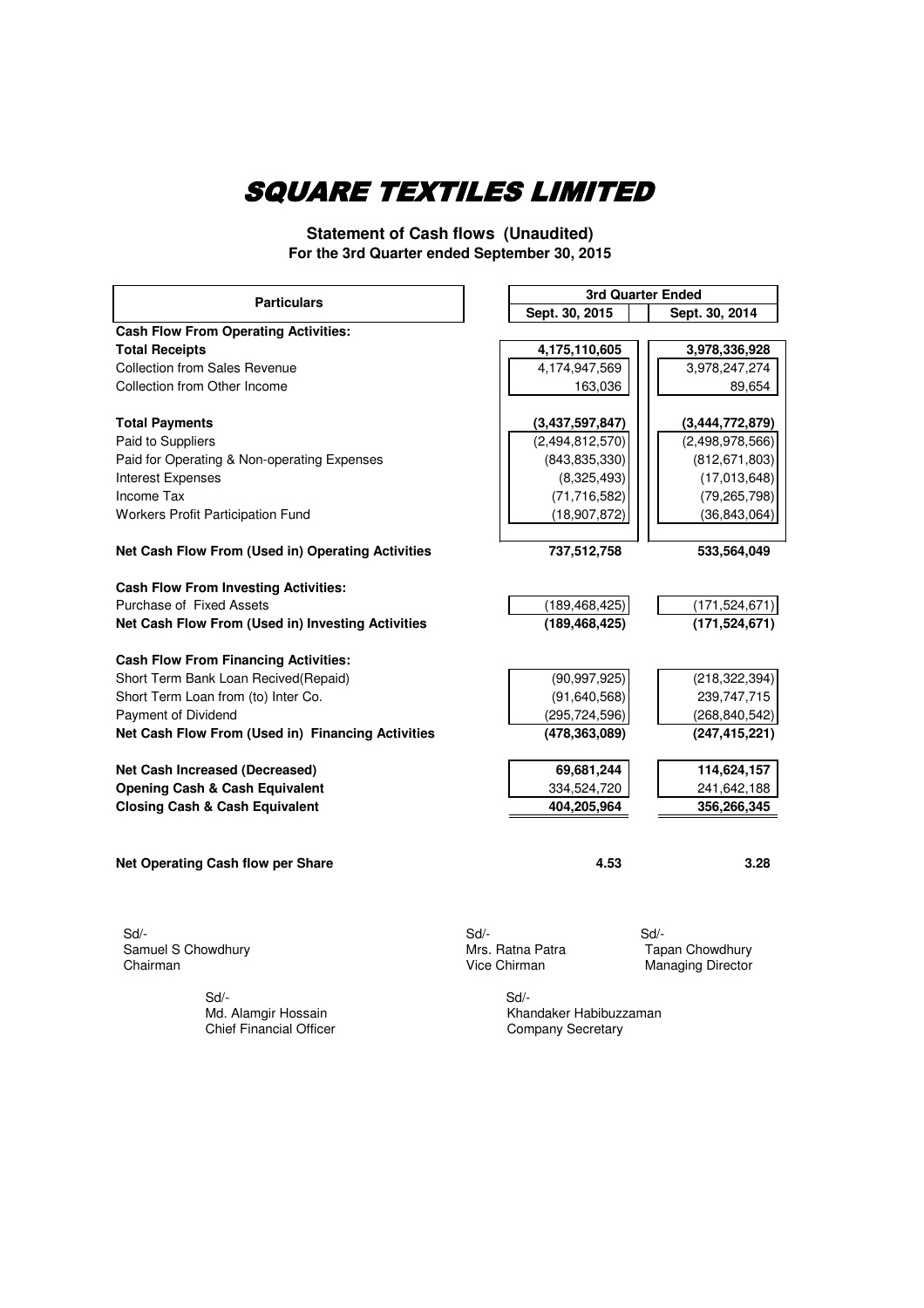# SQUARE TEXTILES LIMITED

**Statement of Cash flows (Unaudited)**
**For the 3rd Quarter ended September 30, 2015**

| Particulars | 3rd Quarter Ended | |
|---|---|---|
| | Sept. 30, 2015 | Sept. 30, 2014 |
| **Cash Flow From Operating Activities:** | | |
| **Total Receipts** | **4,175,110,605** | **3,978,336,928** |
| Collection from Sales Revenue | 4,174,947,569 | 3,978,247,274 |
| Collection from Other Income | 163,036 | 89,654 |
| | | |
| **Total Payments** | **(3,437,597,847)** | **(3,444,772,879)** |
| Paid to Suppliers | (2,494,812,570) | (2,498,978,566) |
| Paid for Operating & Non-operating Expenses | (843,835,330) | (812,671,803) |
| Interest Expenses | (8,325,493) | (17,013,648) |
| Income Tax | (71,716,582) | (79,265,798) |
| Workers Profit Participation Fund | (18,907,872) | (36,843,064) |
| | | |
| **Net Cash Flow From (Used in) Operating Activities** | **737,512,758** | **533,564,049** |
| | | |
| **Cash Flow From Investing Activities:** | | |
| Purchase of Fixed Assets | (189,468,425) | (171,524,671) |
| **Net Cash Flow From (Used in) Investing Activities** | **(189,468,425)** | **(171,524,671)** |
| | | |
| **Cash Flow From Financing Activities:** | | |
| Short Term Bank Loan Recived(Repaid) | (90,997,925) | (218,322,394) |
| Short Term Loan from (to) Inter Co. | (91,640,568) | 239,747,715 |
| Payment of Dividend | (295,724,596) | (268,840,542) |
| **Net Cash Flow From (Used in) Financing Activities** | **(478,363,089)** | **(247,415,221)** |
| | | |
| **Net Cash Increased (Decreased)** | **69,681,244** | **114,624,157** |
| **Opening Cash & Cash Equivalent** | 334,524,720 | 241,642,188 |
| **Closing Cash & Cash Equivalent** | **404,205,964** | **356,266,345** |
| | | |
| **Net Operating Cash flow per Share** | **4.53** | **3.28** |

Sd/-
Samuel S Chowdhury
Chairman

Sd/-
Mrs. Ratna Patra
Vice Chirman

Sd/-
Tapan Chowdhury
Managing Director

Sd/-
Md. Alamgir Hossain
Chief Financial Officer

Sd/-
Khandaker Habibuzzaman
Company Secretary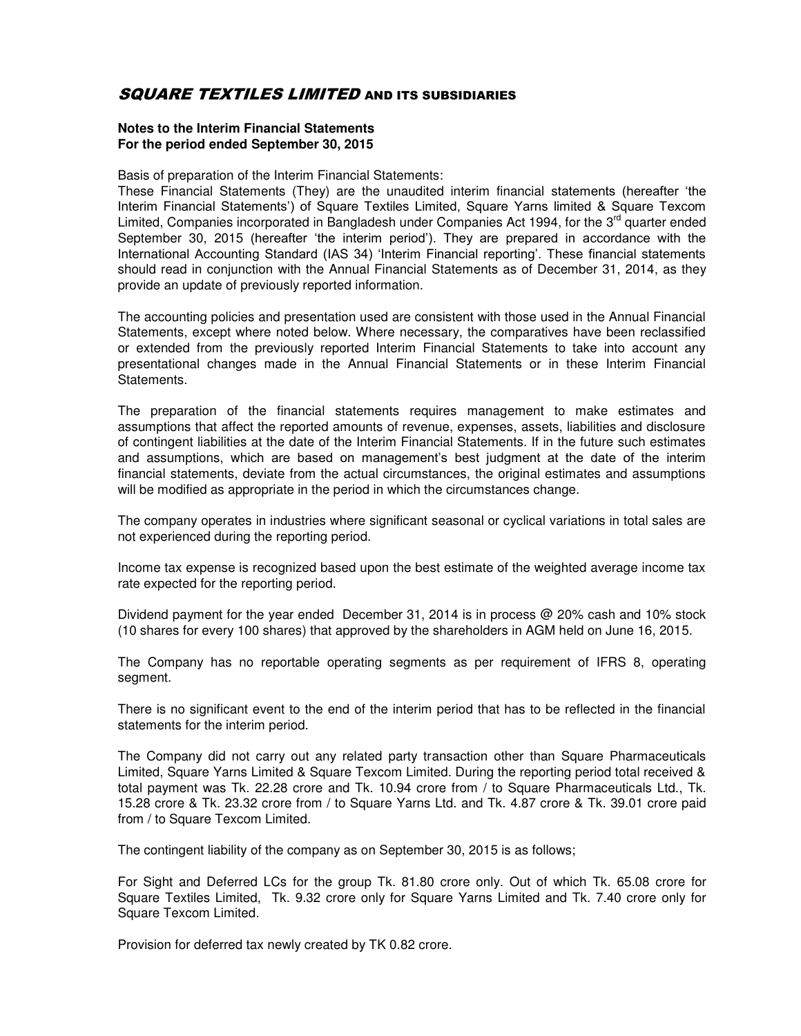## *SQUARE TEXTILES LIMITED* AND ITS SUBSIDIARIES

**Notes to the Interim Financial Statements**
**For the period ended September 30, 2015**

Basis of preparation of the Interim Financial Statements:
These Financial Statements (They) are the unaudited interim financial statements (hereafter 'the Interim Financial Statements') of Square Textiles Limited, Square Yarns limited & Square Texcom Limited, Companies incorporated in Bangladesh under Companies Act 1994, for the 3rd quarter ended September 30, 2015 (hereafter 'the interim period'). They are prepared in accordance with the International Accounting Standard (IAS 34) 'Interim Financial reporting'. These financial statements should read in conjunction with the Annual Financial Statements as of December 31, 2014, as they provide an update of previously reported information.

The accounting policies and presentation used are consistent with those used in the Annual Financial Statements, except where noted below. Where necessary, the comparatives have been reclassified or extended from the previously reported Interim Financial Statements to take into account any presentational changes made in the Annual Financial Statements or in these Interim Financial Statements.

The preparation of the financial statements requires management to make estimates and assumptions that affect the reported amounts of revenue, expenses, assets, liabilities and disclosure of contingent liabilities at the date of the Interim Financial Statements. If in the future such estimates and assumptions, which are based on management's best judgment at the date of the interim financial statements, deviate from the actual circumstances, the original estimates and assumptions will be modified as appropriate in the period in which the circumstances change.

The company operates in industries where significant seasonal or cyclical variations in total sales are not experienced during the reporting period.

Income tax expense is recognized based upon the best estimate of the weighted average income tax rate expected for the reporting period.

Dividend payment for the year ended December 31, 2014 is in process @ 20% cash and 10% stock (10 shares for every 100 shares) that approved by the shareholders in AGM held on June 16, 2015.

The Company has no reportable operating segments as per requirement of IFRS 8, operating segment.

There is no significant event to the end of the interim period that has to be reflected in the financial statements for the interim period.

The Company did not carry out any related party transaction other than Square Pharmaceuticals Limited, Square Yarns Limited & Square Texcom Limited. During the reporting period total received & total payment was Tk. 22.28 crore and Tk. 10.94 crore from / to Square Pharmaceuticals Ltd., Tk. 15.28 crore & Tk. 23.32 crore from / to Square Yarns Ltd. and Tk. 4.87 crore & Tk. 39.01 crore paid from / to Square Texcom Limited.

The contingent liability of the company as on September 30, 2015 is as follows;

For Sight and Deferred LCs for the group Tk. 81.80 crore only. Out of which Tk. 65.08 crore for Square Textiles Limited, Tk. 9.32 crore only for Square Yarns Limited and Tk. 7.40 crore only for Square Texcom Limited.

Provision for deferred tax newly created by TK 0.82 crore.